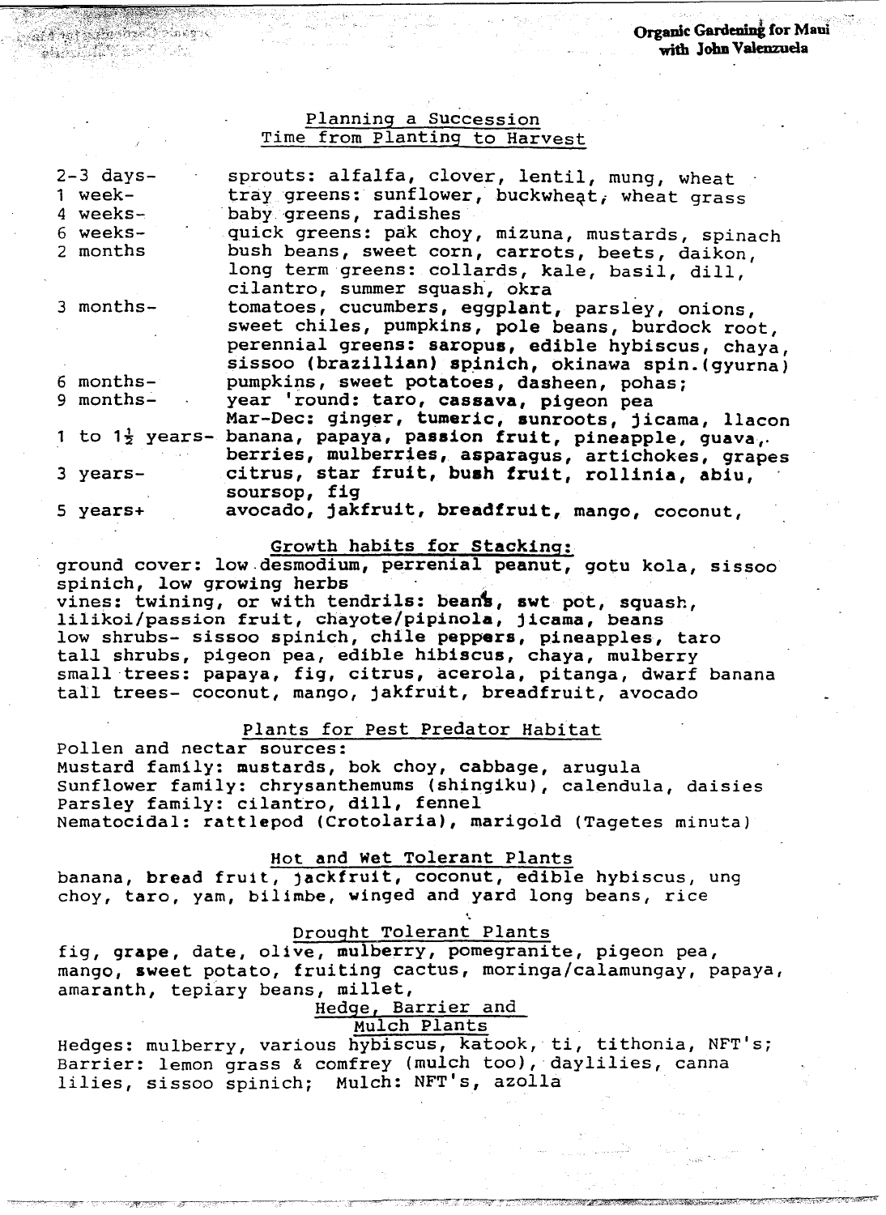Organic Gardening for Maui
with John Valenzuela

## Planning a Succession
### Time from Planting to Harvest

| | |
|---|---|
| 2-3 days- | sprouts: alfalfa, clover, lentil, mung, wheat |
| 1 week- | tray greens: sunflower, buckwheat, wheat grass |
| 4 weeks- | baby greens, radishes |
| 6 weeks- | quick greens: pak choy, mizuna, mustards, spinach |
| 2 months | bush beans, sweet corn, carrots, beets, daikon, long term greens: collards, kale, basil, dill, cilantro, summer squash, okra |
| 3 months- | tomatoes, cucumbers, eggplant, parsley, onions, sweet chiles, pumpkins, pole beans, burdock root, perennial greens: saropus, edible hybiscus, chaya, sissoo (brazillian) spinich, okinawa spin.(gyurna) |
| 6 months- | pumpkins, sweet potatoes, dasheen, pohas; |
| 9 months- | year 'round: taro, cassava, pigeon pea<br>Mar-Dec: ginger, tumeric, sunroots, jicama, llacon |
| 1 to 1½ years- | banana, papaya, passion fruit, pineapple, guava, berries, mulberries, asparagus, artichokes, grapes |
| 3 years- | citrus, star fruit, bush fruit, rollinia, abiu, soursop, fig |
| 5 years+ | avocado, jakfruit, breadfruit, mango, coconut, |

## Growth habits for Stacking:

ground cover: low desmodium, perrenial peanut, gotu kola, sissoo spinich, low growing herbs
vines: twining, or with tendrils: beans, swt pot, squash, lilikoi/passion fruit, chayote/pipinola, jicama, beans
low shrubs- sissoo spinich, chile peppers, pineapples, taro
tall shrubs, pigeon pea, edible hibiscus, chaya, mulberry
small trees: papaya, fig, citrus, acerola, pitanga, dwarf banana
tall trees- coconut, mango, jakfruit, breadfruit, avocado

## Plants for Pest Predator Habitat

Pollen and nectar sources:
Mustard family: mustards, bok choy, cabbage, arugula
Sunflower family: chrysanthemums (shingiku), calendula, daisies
Parsley family: cilantro, dill, fennel
Nematocidal: rattlepod (Crotolaria), marigold (Tagetes minuta)

## Hot and Wet Tolerant Plants

banana, bread fruit, jackfruit, coconut, edible hybiscus, ung choy, taro, yam, bilimbe, winged and yard long beans, rice

## Drought Tolerant Plants

fig, grape, date, olive, mulberry, pomegranite, pigeon pea, mango, sweet potato, fruiting cactus, moringa/calamungay, papaya, amaranth, tepiary beans, millet,

## Hedge, Barrier and Mulch Plants

Hedges: mulberry, various hybiscus, katook, ti, tithonia, NFT's;
Barrier: lemon grass & comfrey (mulch too), daylilies, canna lilies, sissoo spinich; Mulch: NFT's, azolla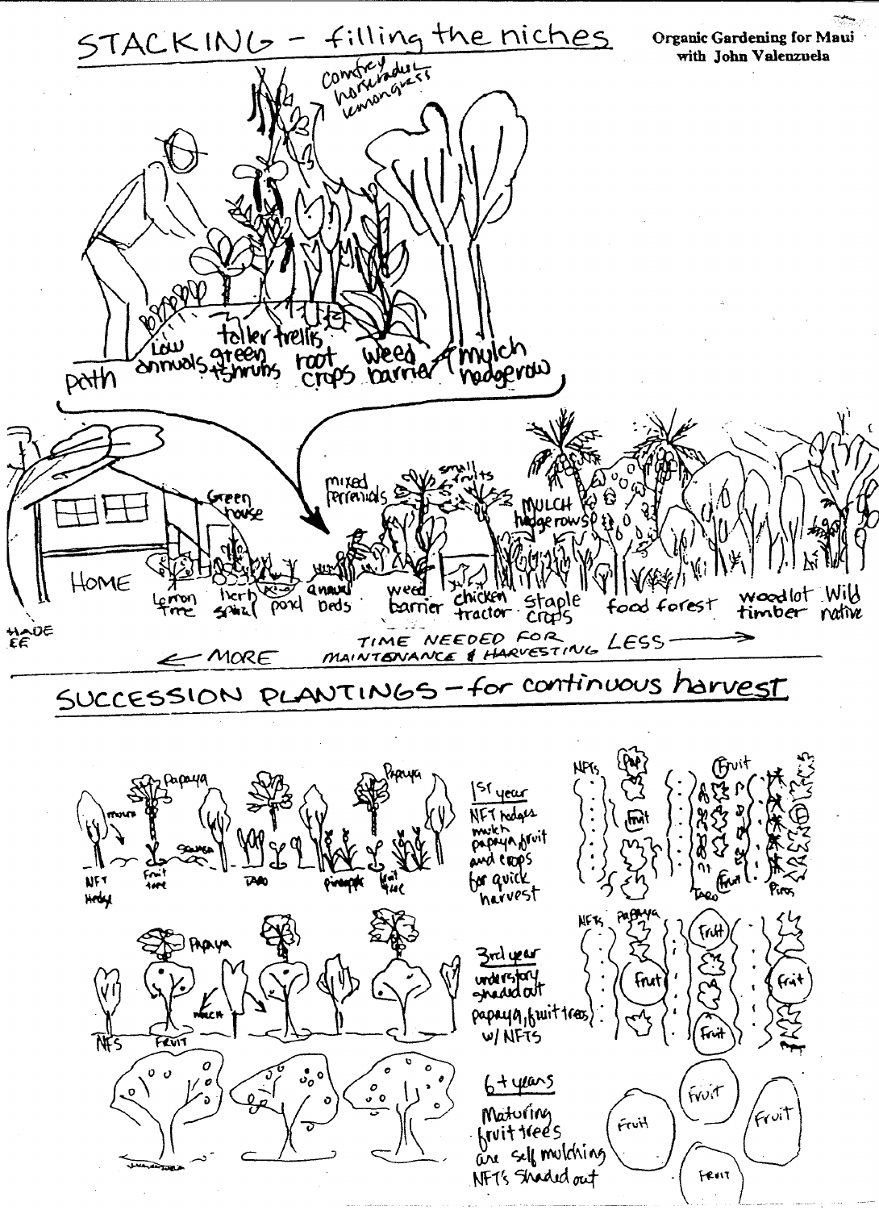# STACKING - filling the niches

**Organic Gardening for Maui with John Valenzuela**

comfrey horseradish lemongrass

path — low annuals — taller trellis green shrubs — root crops — weed barrier — mulch hedgerow

HOME — Lemon tree — herb spiral — pond — annual beds — Green house — mixed perennials — weed barrier — small fruits — chicken tractor — MULCH hedgerows — staple crops — food forest — woodlot timber — Wild native

SHADE TREE

← MORE — TIME NEEDED FOR MAINTENANCE & HARVESTING — LESS →

# SUCCESSION PLANTINGS - for continuous harvest

Papaya — mulch — squash — NFT Hedge — Fruit tree — Taro — pineapple — fruit tree — Papaya

1st year
NFT hedges mulch papaya, fruit and crops for quick harvest

NFTs — Pap — Fruit — Fruit — Taro — Fruit — Pines

Papaya — mulch — NFS — FRUIT

3rd year
understory shaded out
papaya, fruit trees w/ NFTS

NFTs — Papaya — Fruit — Fruit — Fruit — Papaya

6+ years
Maturing fruit trees are self mulching
NFT's shaded out

Fruit — Fruit — Fruit — FRUIT